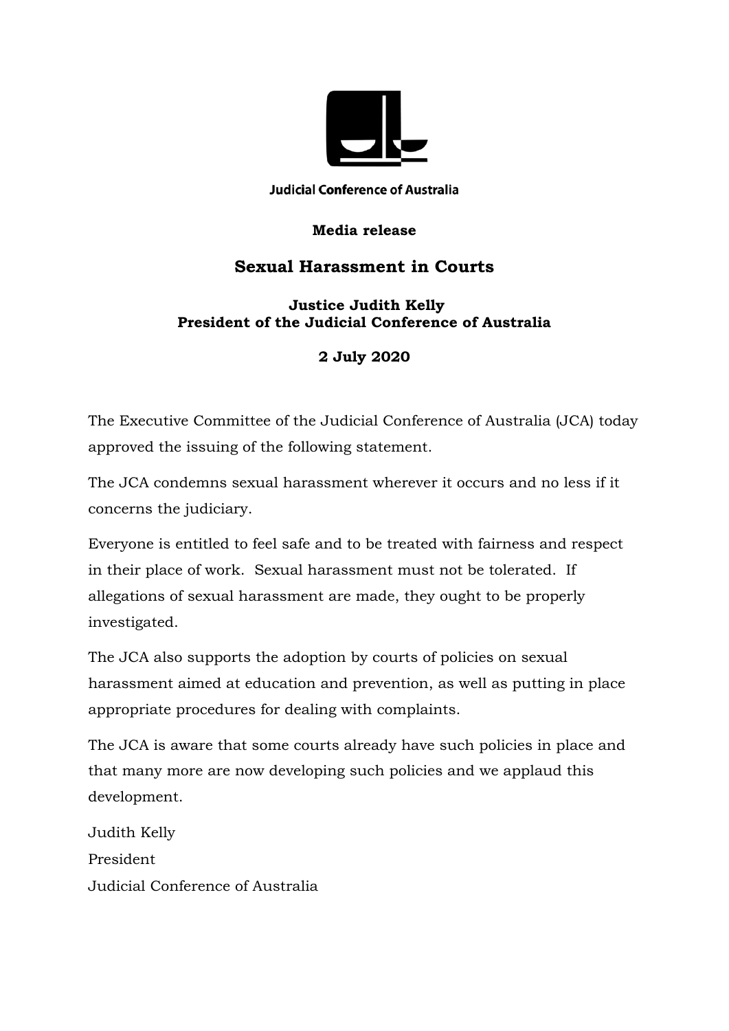Judicial Conference of Australia

**Media release**

# Sexual Harassment in Courts

**Justice Judith Kelly**
**President of the Judicial Conference of Australia**

**2 July 2020**

The Executive Committee of the Judicial Conference of Australia (JCA) today approved the issuing of the following statement.

The JCA condemns sexual harassment wherever it occurs and no less if it concerns the judiciary.

Everyone is entitled to feel safe and to be treated with fairness and respect in their place of work. Sexual harassment must not be tolerated. If allegations of sexual harassment are made, they ought to be properly investigated.

The JCA also supports the adoption by courts of policies on sexual harassment aimed at education and prevention, as well as putting in place appropriate procedures for dealing with complaints.

The JCA is aware that some courts already have such policies in place and that many more are now developing such policies and we applaud this development.

Judith Kelly
President
Judicial Conference of Australia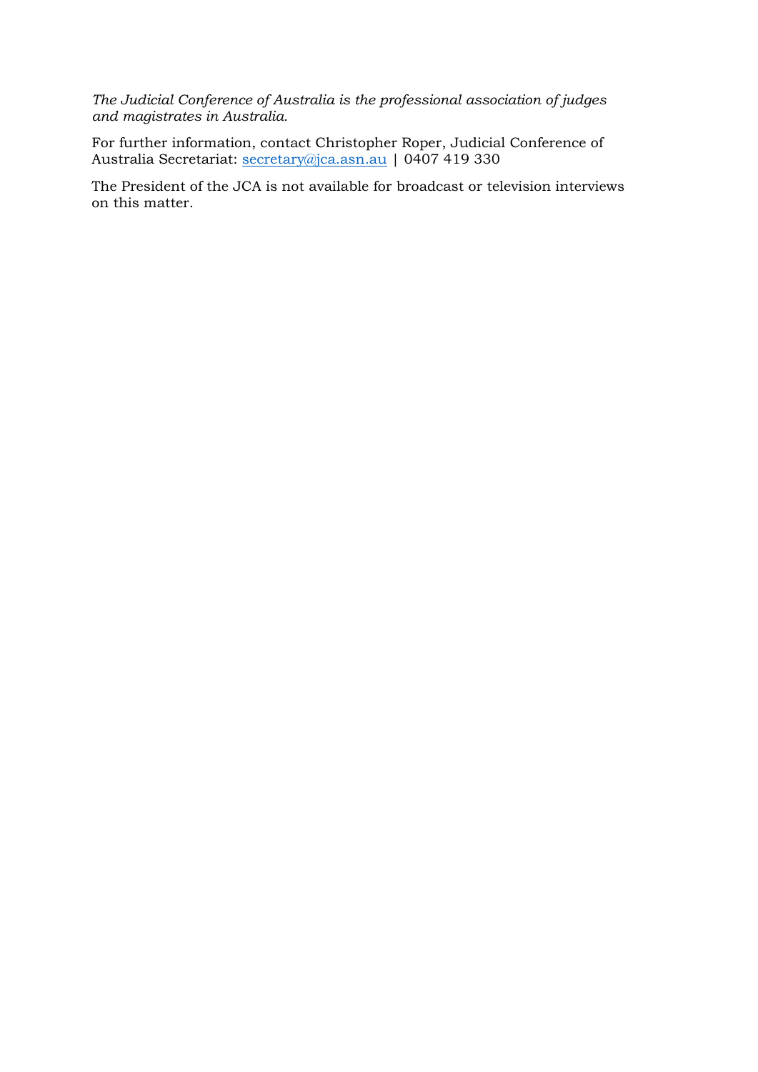*The Judicial Conference of Australia is the professional association of judges and magistrates in Australia.*

For further information, contact Christopher Roper, Judicial Conference of Australia Secretariat: secretary@jca.asn.au | 0407 419 330

The President of the JCA is not available for broadcast or television interviews on this matter.